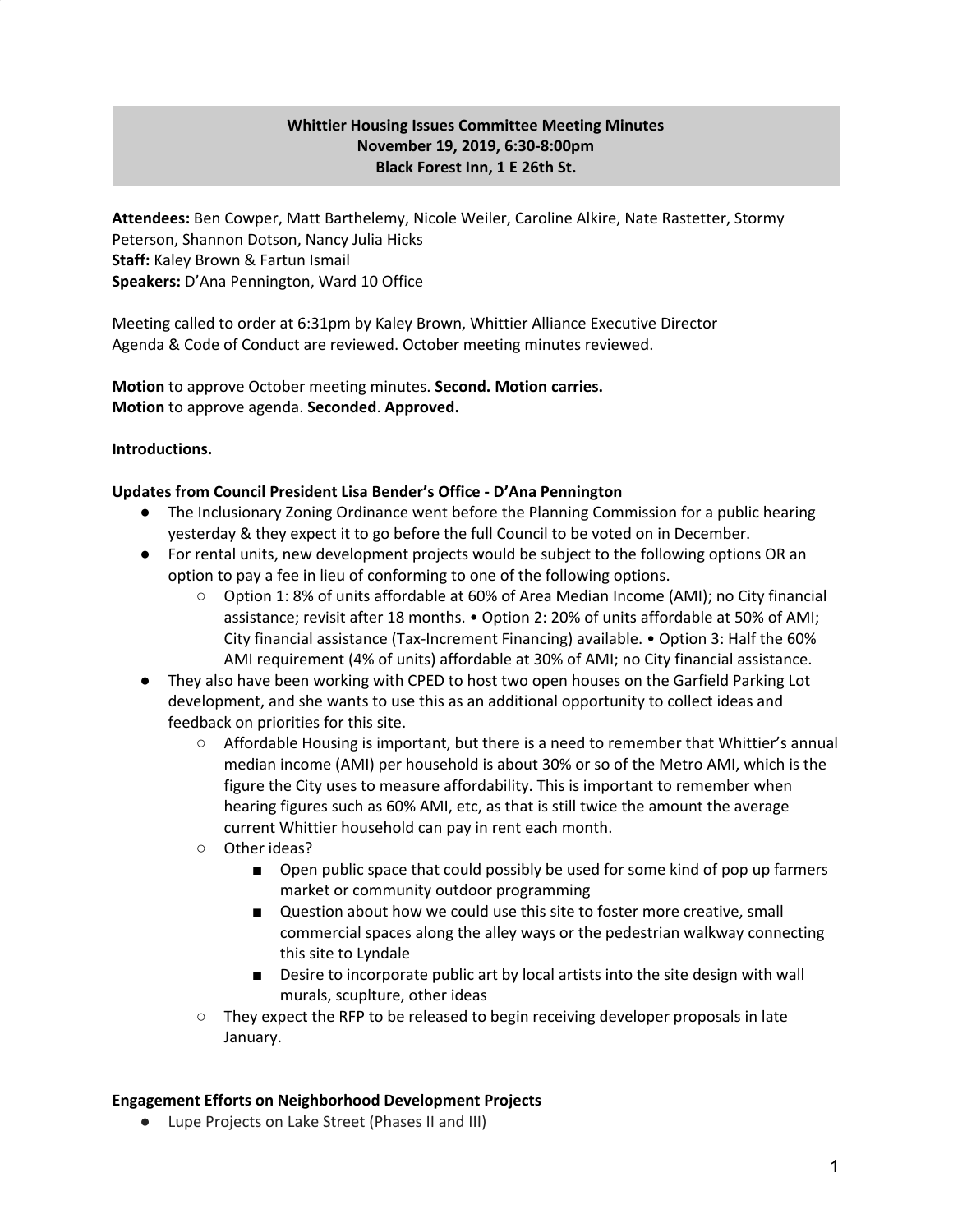**Whittier Housing Issues Committee Meeting Minutes**
**November 19, 2019, 6:30-8:00pm**
**Black Forest Inn, 1 E 26th St.**

**Attendees:** Ben Cowper, Matt Barthelemy, Nicole Weiler, Caroline Alkire, Nate Rastetter, Stormy Peterson, Shannon Dotson, Nancy Julia Hicks
**Staff:** Kaley Brown & Fartun Ismail
**Speakers:** D'Ana Pennington, Ward 10 Office

Meeting called to order at 6:31pm by Kaley Brown, Whittier Alliance Executive Director
Agenda & Code of Conduct are reviewed. October meeting minutes reviewed.

**Motion** to approve October meeting minutes. **Second. Motion carries.**
**Motion** to approve agenda. **Seconded**. **Approved.**

**Introductions.**

**Updates from Council President Lisa Bender's Office - D'Ana Pennington**

- The Inclusionary Zoning Ordinance went before the Planning Commission for a public hearing yesterday & they expect it to go before the full Council to be voted on in December.
- For rental units, new development projects would be subject to the following options OR an option to pay a fee in lieu of conforming to one of the following options.
  - Option 1: 8% of units affordable at 60% of Area Median Income (AMI); no City financial assistance; revisit after 18 months. • Option 2: 20% of units affordable at 50% of AMI; City financial assistance (Tax-Increment Financing) available. • Option 3: Half the 60% AMI requirement (4% of units) affordable at 30% of AMI; no City financial assistance.
- They also have been working with CPED to host two open houses on the Garfield Parking Lot development, and she wants to use this as an additional opportunity to collect ideas and feedback on priorities for this site.
  - Affordable Housing is important, but there is a need to remember that Whittier's annual median income (AMI) per household is about 30% or so of the Metro AMI, which is the figure the City uses to measure affordability. This is important to remember when hearing figures such as 60% AMI, etc, as that is still twice the amount the average current Whittier household can pay in rent each month.
  - Other ideas?
    - Open public space that could possibly be used for some kind of pop up farmers market or community outdoor programming
    - Question about how we could use this site to foster more creative, small commercial spaces along the alley ways or the pedestrian walkway connecting this site to Lyndale
    - Desire to incorporate public art by local artists into the site design with wall murals, scuplture, other ideas
  - They expect the RFP to be released to begin receiving developer proposals in late January.

**Engagement Efforts on Neighborhood Development Projects**

- Lupe Projects on Lake Street (Phases II and III)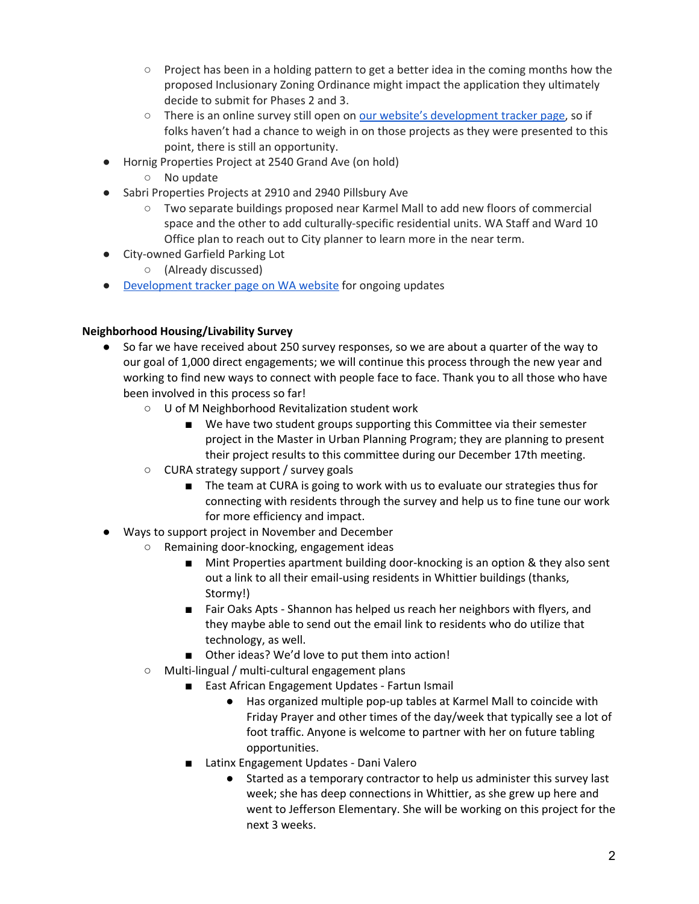- Project has been in a holding pattern to get a better idea in the coming months how the proposed Inclusionary Zoning Ordinance might impact the application they ultimately decide to submit for Phases 2 and 3.
    - There is an online survey still open on [our website's development tracker page](), so if folks haven't had a chance to weigh in on those projects as they were presented to this point, there is still an opportunity.
- Hornig Properties Project at 2540 Grand Ave (on hold)
    - No update
- Sabri Properties Projects at 2910 and 2940 Pillsbury Ave
    - Two separate buildings proposed near Karmel Mall to add new floors of commercial space and the other to add culturally-specific residential units. WA Staff and Ward 10 Office plan to reach out to City planner to learn more in the near term.
- City-owned Garfield Parking Lot
    - (Already discussed)
- [Development tracker page on WA website]() for ongoing updates

**Neighborhood Housing/Livability Survey**

- So far we have received about 250 survey responses, so we are about a quarter of the way to our goal of 1,000 direct engagements; we will continue this process through the new year and working to find new ways to connect with people face to face. Thank you to all those who have been involved in this process so far!
    - U of M Neighborhood Revitalization student work
        - We have two student groups supporting this Committee via their semester project in the Master in Urban Planning Program; they are planning to present their project results to this committee during our December 17th meeting.
    - CURA strategy support / survey goals
        - The team at CURA is going to work with us to evaluate our strategies thus for connecting with residents through the survey and help us to fine tune our work for more efficiency and impact.
- Ways to support project in November and December
    - Remaining door-knocking, engagement ideas
        - Mint Properties apartment building door-knocking is an option & they also sent out a link to all their email-using residents in Whittier buildings (thanks, Stormy!)
        - Fair Oaks Apts - Shannon has helped us reach her neighbors with flyers, and they maybe able to send out the email link to residents who do utilize that technology, as well.
        - Other ideas? We'd love to put them into action!
    - Multi-lingual / multi-cultural engagement plans
        - East African Engagement Updates - Fartun Ismail
            - Has organized multiple pop-up tables at Karmel Mall to coincide with Friday Prayer and other times of the day/week that typically see a lot of foot traffic. Anyone is welcome to partner with her on future tabling opportunities.
        - Latinx Engagement Updates - Dani Valero
            - Started as a temporary contractor to help us administer this survey last week; she has deep connections in Whittier, as she grew up here and went to Jefferson Elementary. She will be working on this project for the next 3 weeks.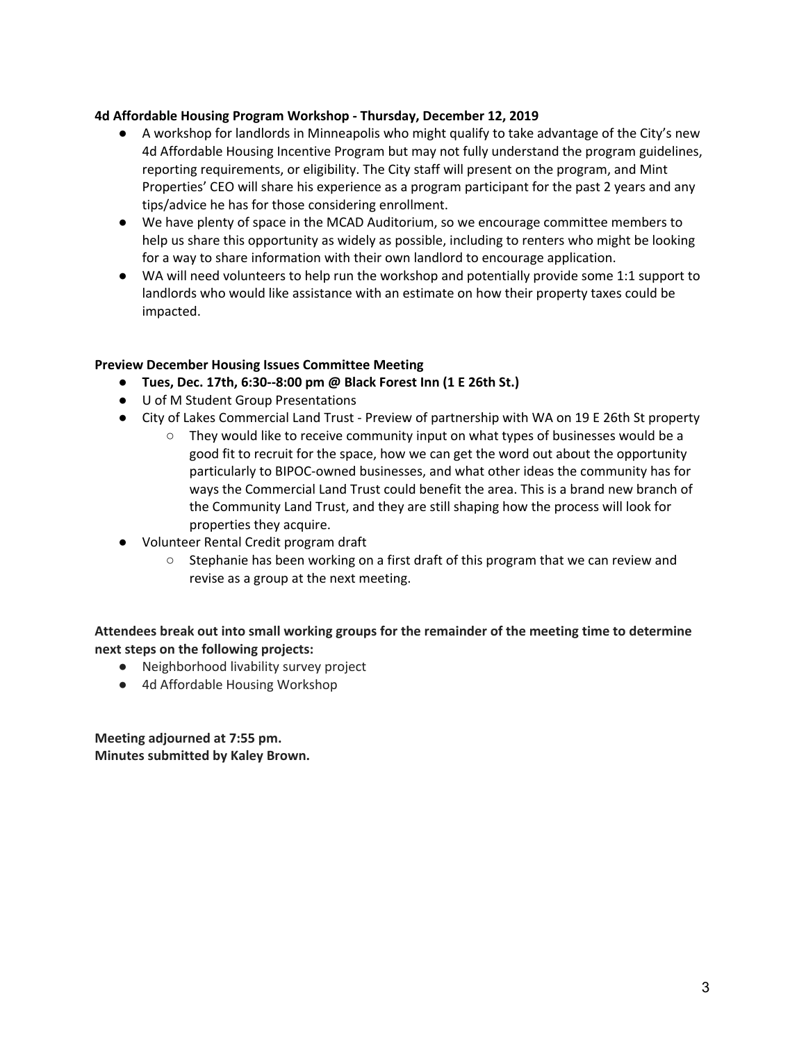**4d Affordable Housing Program Workshop - Thursday, December 12, 2019**

- A workshop for landlords in Minneapolis who might qualify to take advantage of the City's new 4d Affordable Housing Incentive Program but may not fully understand the program guidelines, reporting requirements, or eligibility. The City staff will present on the program, and Mint Properties' CEO will share his experience as a program participant for the past 2 years and any tips/advice he has for those considering enrollment.
- We have plenty of space in the MCAD Auditorium, so we encourage committee members to help us share this opportunity as widely as possible, including to renters who might be looking for a way to share information with their own landlord to encourage application.
- WA will need volunteers to help run the workshop and potentially provide some 1:1 support to landlords who would like assistance with an estimate on how their property taxes could be impacted.

**Preview December Housing Issues Committee Meeting**

- **Tues, Dec. 17th, 6:30--8:00 pm @ Black Forest Inn (1 E 26th St.)**
- U of M Student Group Presentations
- City of Lakes Commercial Land Trust - Preview of partnership with WA on 19 E 26th St property
    - They would like to receive community input on what types of businesses would be a good fit to recruit for the space, how we can get the word out about the opportunity particularly to BIPOC-owned businesses, and what other ideas the community has for ways the Commercial Land Trust could benefit the area. This is a brand new branch of the Community Land Trust, and they are still shaping how the process will look for properties they acquire.
- Volunteer Rental Credit program draft
    - Stephanie has been working on a first draft of this program that we can review and revise as a group at the next meeting.

**Attendees break out into small working groups for the remainder of the meeting time to determine next steps on the following projects:**

- Neighborhood livability survey project
- 4d Affordable Housing Workshop

**Meeting adjourned at 7:55 pm.**
**Minutes submitted by Kaley Brown.**